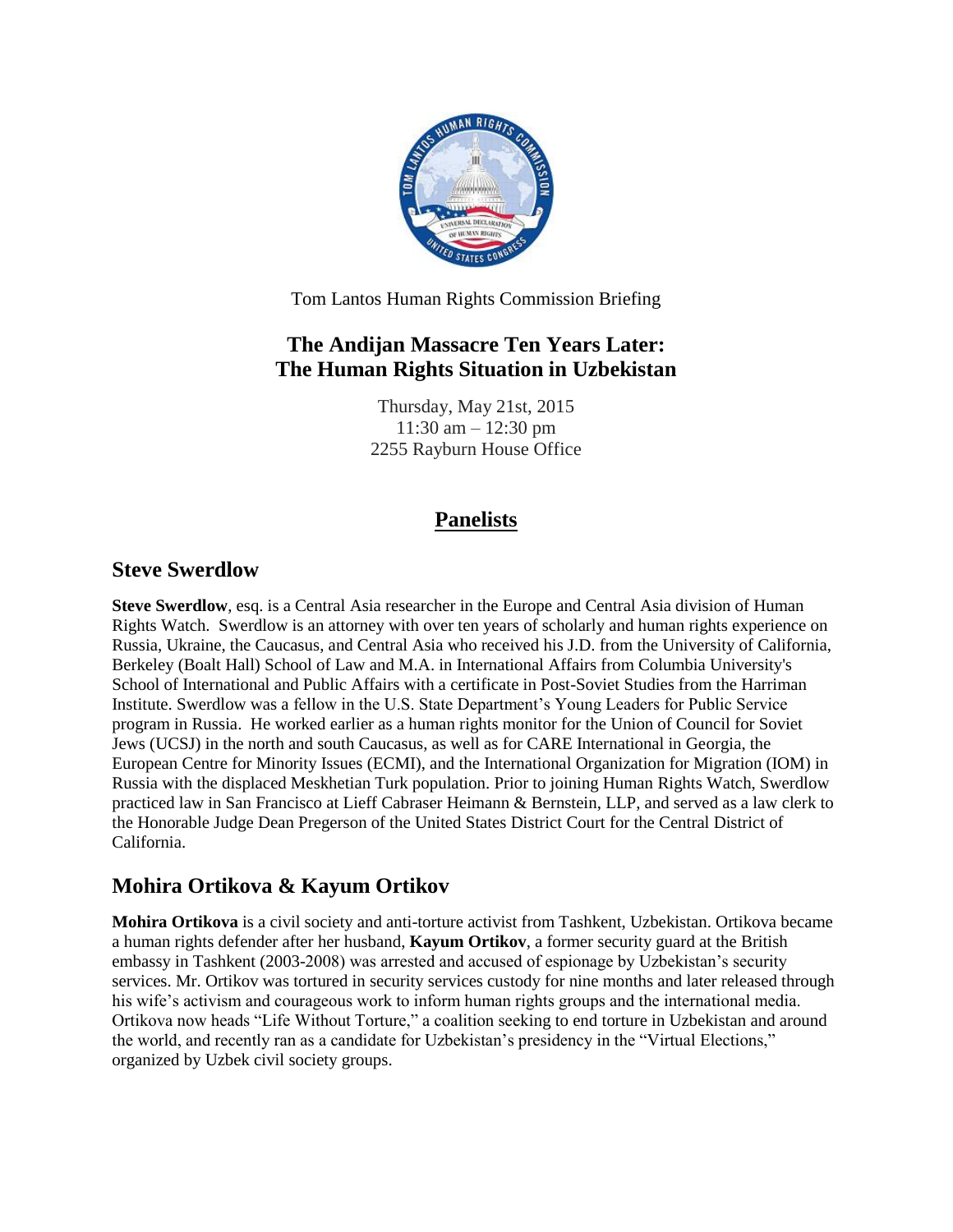Tom Lantos Human Rights Commission Briefing

# The Andijan Massacre Ten Years Later: The Human Rights Situation in Uzbekistan

Thursday, May 21st, 2015
11:30 am – 12:30 pm
2255 Rayburn House Office

## Panelists

### Steve Swerdlow

**Steve Swerdlow**, esq. is a Central Asia researcher in the Europe and Central Asia division of Human Rights Watch. Swerdlow is an attorney with over ten years of scholarly and human rights experience on Russia, Ukraine, the Caucasus, and Central Asia who received his J.D. from the University of California, Berkeley (Boalt Hall) School of Law and M.A. in International Affairs from Columbia University's School of International and Public Affairs with a certificate in Post-Soviet Studies from the Harriman Institute. Swerdlow was a fellow in the U.S. State Department's Young Leaders for Public Service program in Russia. He worked earlier as a human rights monitor for the Union of Council for Soviet Jews (UCSJ) in the north and south Caucasus, as well as for CARE International in Georgia, the European Centre for Minority Issues (ECMI), and the International Organization for Migration (IOM) in Russia with the displaced Meskhetian Turk population. Prior to joining Human Rights Watch, Swerdlow practiced law in San Francisco at Lieff Cabraser Heimann & Bernstein, LLP, and served as a law clerk to the Honorable Judge Dean Pregerson of the United States District Court for the Central District of California.

### Mohira Ortikova & Kayum Ortikov

**Mohira Ortikova** is a civil society and anti-torture activist from Tashkent, Uzbekistan. Ortikova became a human rights defender after her husband, **Kayum Ortikov**, a former security guard at the British embassy in Tashkent (2003-2008) was arrested and accused of espionage by Uzbekistan's security services. Mr. Ortikov was tortured in security services custody for nine months and later released through his wife's activism and courageous work to inform human rights groups and the international media. Ortikova now heads "Life Without Torture," a coalition seeking to end torture in Uzbekistan and around the world, and recently ran as a candidate for Uzbekistan's presidency in the "Virtual Elections," organized by Uzbek civil society groups.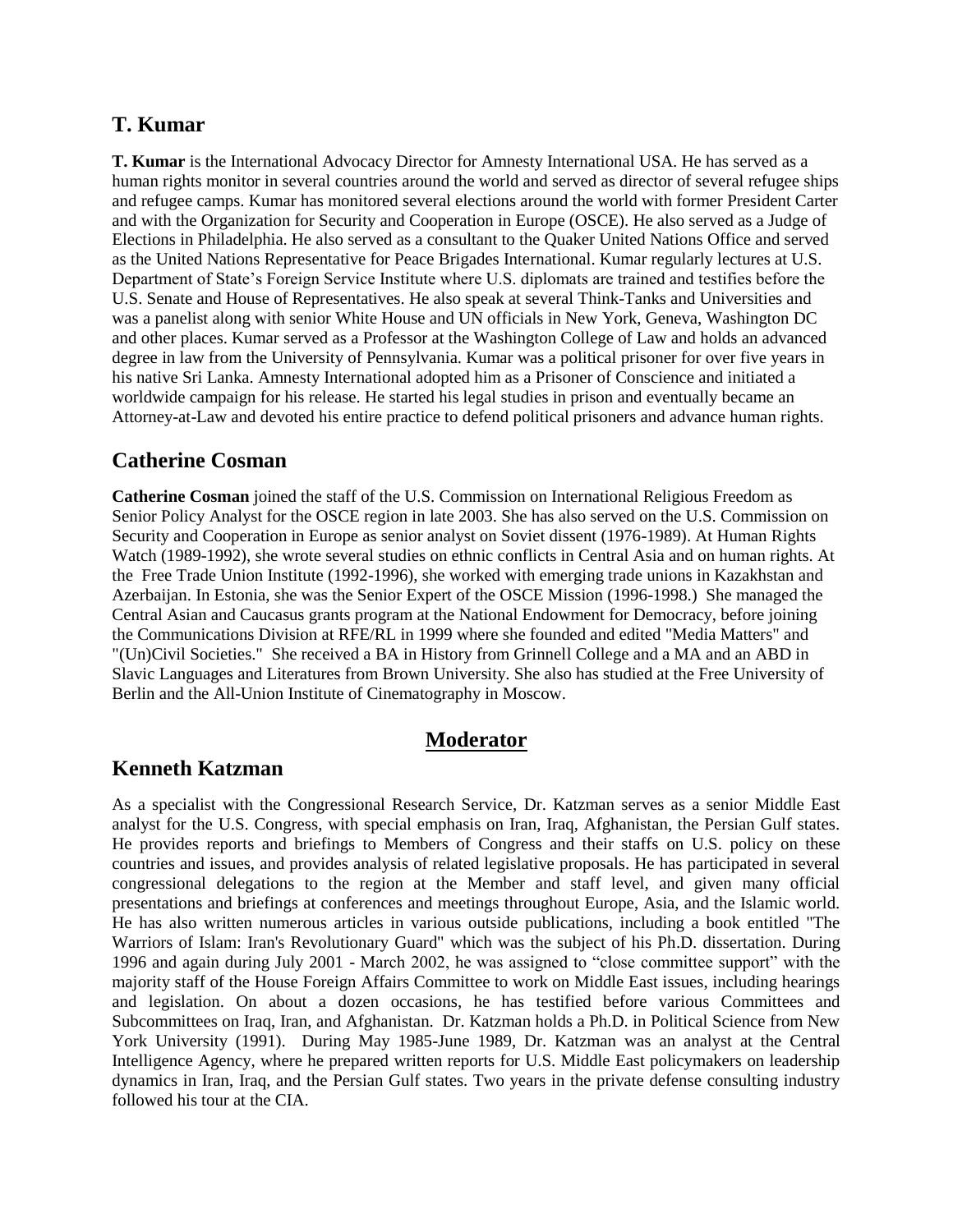## T. Kumar

**T. Kumar** is the International Advocacy Director for Amnesty International USA. He has served as a human rights monitor in several countries around the world and served as director of several refugee ships and refugee camps. Kumar has monitored several elections around the world with former President Carter and with the Organization for Security and Cooperation in Europe (OSCE). He also served as a Judge of Elections in Philadelphia. He also served as a consultant to the Quaker United Nations Office and served as the United Nations Representative for Peace Brigades International. Kumar regularly lectures at U.S. Department of State's Foreign Service Institute where U.S. diplomats are trained and testifies before the U.S. Senate and House of Representatives. He also speak at several Think-Tanks and Universities and was a panelist along with senior White House and UN officials in New York, Geneva, Washington DC and other places. Kumar served as a Professor at the Washington College of Law and holds an advanced degree in law from the University of Pennsylvania. Kumar was a political prisoner for over five years in his native Sri Lanka. Amnesty International adopted him as a Prisoner of Conscience and initiated a worldwide campaign for his release. He started his legal studies in prison and eventually became an Attorney-at-Law and devoted his entire practice to defend political prisoners and advance human rights.

## Catherine Cosman

**Catherine Cosman** joined the staff of the U.S. Commission on International Religious Freedom as Senior Policy Analyst for the OSCE region in late 2003. She has also served on the U.S. Commission on Security and Cooperation in Europe as senior analyst on Soviet dissent (1976-1989). At Human Rights Watch (1989-1992), she wrote several studies on ethnic conflicts in Central Asia and on human rights. At the Free Trade Union Institute (1992-1996), she worked with emerging trade unions in Kazakhstan and Azerbaijan. In Estonia, she was the Senior Expert of the OSCE Mission (1996-1998.) She managed the Central Asian and Caucasus grants program at the National Endowment for Democracy, before joining the Communications Division at RFE/RL in 1999 where she founded and edited "Media Matters" and "(Un)Civil Societies." She received a BA in History from Grinnell College and a MA and an ABD in Slavic Languages and Literatures from Brown University. She also has studied at the Free University of Berlin and the All-Union Institute of Cinematography in Moscow.

## Moderator

## Kenneth Katzman

As a specialist with the Congressional Research Service, Dr. Katzman serves as a senior Middle East analyst for the U.S. Congress, with special emphasis on Iran, Iraq, Afghanistan, the Persian Gulf states. He provides reports and briefings to Members of Congress and their staffs on U.S. policy on these countries and issues, and provides analysis of related legislative proposals. He has participated in several congressional delegations to the region at the Member and staff level, and given many official presentations and briefings at conferences and meetings throughout Europe, Asia, and the Islamic world. He has also written numerous articles in various outside publications, including a book entitled "The Warriors of Islam: Iran's Revolutionary Guard" which was the subject of his Ph.D. dissertation. During 1996 and again during July 2001 - March 2002, he was assigned to "close committee support" with the majority staff of the House Foreign Affairs Committee to work on Middle East issues, including hearings and legislation. On about a dozen occasions, he has testified before various Committees and Subcommittees on Iraq, Iran, and Afghanistan. Dr. Katzman holds a Ph.D. in Political Science from New York University (1991). During May 1985-June 1989, Dr. Katzman was an analyst at the Central Intelligence Agency, where he prepared written reports for U.S. Middle East policymakers on leadership dynamics in Iran, Iraq, and the Persian Gulf states. Two years in the private defense consulting industry followed his tour at the CIA.